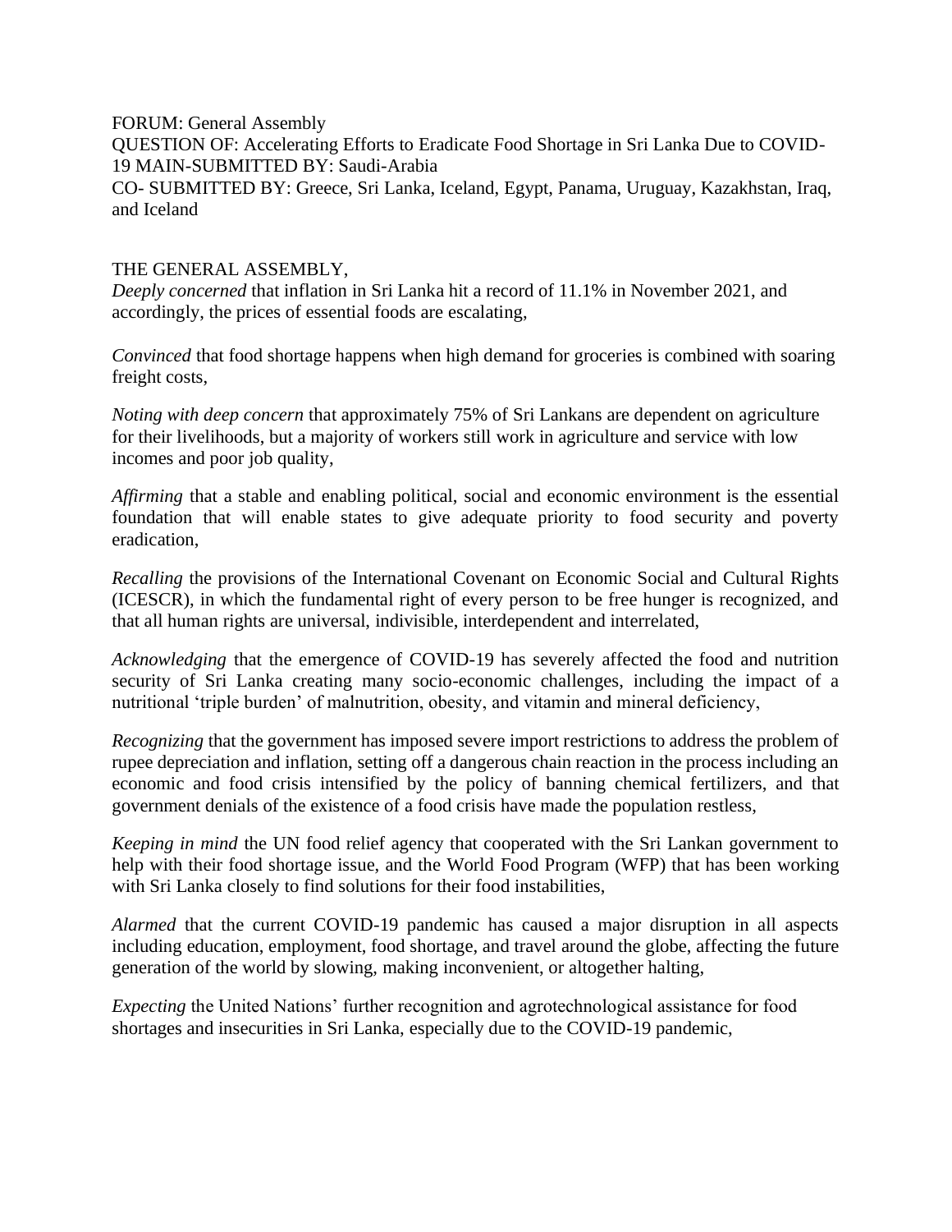FORUM: General Assembly

QUESTION OF: Accelerating Efforts to Eradicate Food Shortage in Sri Lanka Due to COVID-19 MAIN-SUBMITTED BY: Saudi-Arabia

CO- SUBMITTED BY: Greece, Sri Lanka, Iceland, Egypt, Panama, Uruguay, Kazakhstan, Iraq, and Iceland

THE GENERAL ASSEMBLY,

*Deeply concerned* that inflation in Sri Lanka hit a record of 11.1% in November 2021, and accordingly, the prices of essential foods are escalating,

*Convinced* that food shortage happens when high demand for groceries is combined with soaring freight costs,

*Noting with deep concern* that approximately 75% of Sri Lankans are dependent on agriculture for their livelihoods, but a majority of workers still work in agriculture and service with low incomes and poor job quality,

*Affirming* that a stable and enabling political, social and economic environment is the essential foundation that will enable states to give adequate priority to food security and poverty eradication,

*Recalling* the provisions of the International Covenant on Economic Social and Cultural Rights (ICESCR), in which the fundamental right of every person to be free hunger is recognized, and that all human rights are universal, indivisible, interdependent and interrelated,

*Acknowledging* that the emergence of COVID-19 has severely affected the food and nutrition security of Sri Lanka creating many socio-economic challenges, including the impact of a nutritional 'triple burden' of malnutrition, obesity, and vitamin and mineral deficiency,

*Recognizing* that the government has imposed severe import restrictions to address the problem of rupee depreciation and inflation, setting off a dangerous chain reaction in the process including an economic and food crisis intensified by the policy of banning chemical fertilizers, and that government denials of the existence of a food crisis have made the population restless,

*Keeping in mind* the UN food relief agency that cooperated with the Sri Lankan government to help with their food shortage issue, and the World Food Program (WFP) that has been working with Sri Lanka closely to find solutions for their food instabilities,

*Alarmed* that the current COVID-19 pandemic has caused a major disruption in all aspects including education, employment, food shortage, and travel around the globe, affecting the future generation of the world by slowing, making inconvenient, or altogether halting,

*Expecting* the United Nations' further recognition and agrotechnological assistance for food shortages and insecurities in Sri Lanka, especially due to the COVID-19 pandemic,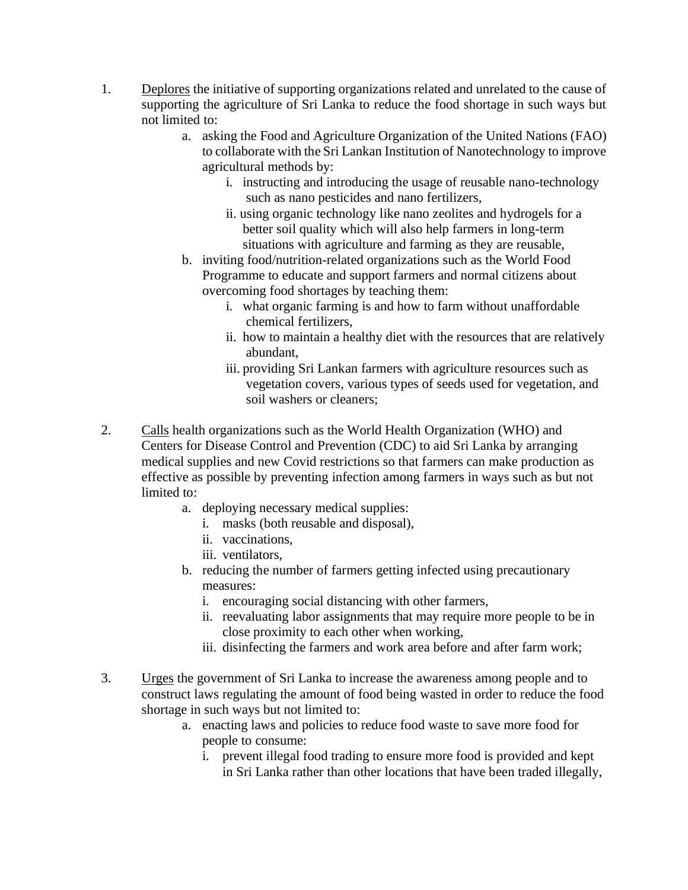1. <u>Deplores</u> the initiative of supporting organizations related and unrelated to the cause of supporting the agriculture of Sri Lanka to reduce the food shortage in such ways but not limited to:
    a. asking the Food and Agriculture Organization of the United Nations (FAO) to collaborate with the Sri Lankan Institution of Nanotechnology to improve agricultural methods by:
        i. instructing and introducing the usage of reusable nano-technology such as nano pesticides and nano fertilizers,
        ii. using organic technology like nano zeolites and hydrogels for a better soil quality which will also help farmers in long-term situations with agriculture and farming as they are reusable,
    b. inviting food/nutrition-related organizations such as the World Food Programme to educate and support farmers and normal citizens about overcoming food shortages by teaching them:
        i. what organic farming is and how to farm without unaffordable chemical fertilizers,
        ii. how to maintain a healthy diet with the resources that are relatively abundant,
        iii. providing Sri Lankan farmers with agriculture resources such as vegetation covers, various types of seeds used for vegetation, and soil washers or cleaners;

2. <u>Calls</u> health organizations such as the World Health Organization (WHO) and Centers for Disease Control and Prevention (CDC) to aid Sri Lanka by arranging medical supplies and new Covid restrictions so that farmers can make production as effective as possible by preventing infection among farmers in ways such as but not limited to:
    a. deploying necessary medical supplies:
        i. masks (both reusable and disposal),
        ii. vaccinations,
        iii. ventilators,
    b. reducing the number of farmers getting infected using precautionary measures:
        i. encouraging social distancing with other farmers,
        ii. reevaluating labor assignments that may require more people to be in close proximity to each other when working,
        iii. disinfecting the farmers and work area before and after farm work;

3. <u>Urges</u> the government of Sri Lanka to increase the awareness among people and to construct laws regulating the amount of food being wasted in order to reduce the food shortage in such ways but not limited to:
    a. enacting laws and policies to reduce food waste to save more food for people to consume:
        i. prevent illegal food trading to ensure more food is provided and kept in Sri Lanka rather than other locations that have been traded illegally,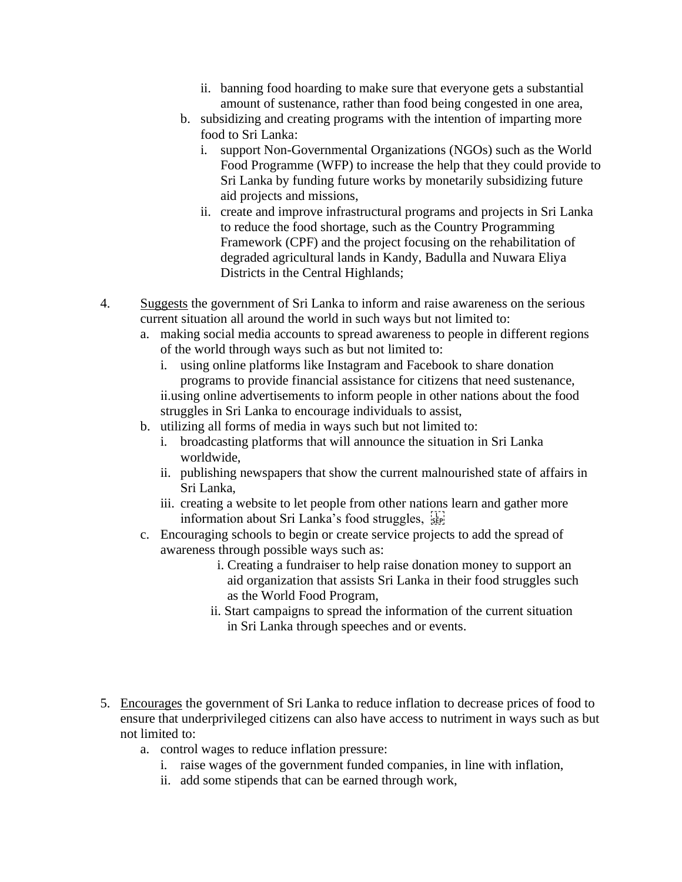ii. banning food hoarding to make sure that everyone gets a substantial amount of sustenance, rather than food being congested in one area,
    b. subsidizing and creating programs with the intention of imparting more food to Sri Lanka:
        i. support Non-Governmental Organizations (NGOs) such as the World Food Programme (WFP) to increase the help that they could provide to Sri Lanka by funding future works by monetarily subsidizing future aid projects and missions,
        ii. create and improve infrastructural programs and projects in Sri Lanka to reduce the food shortage, such as the Country Programming Framework (CPF) and the project focusing on the rehabilitation of degraded agricultural lands in Kandy, Badulla and Nuwara Eliya Districts in the Central Highlands;

4. <u>Suggests</u> the government of Sri Lanka to inform and raise awareness on the serious current situation all around the world in such ways but not limited to:
    a. making social media accounts to spread awareness to people in different regions of the world through ways such as but not limited to:
        i. using online platforms like Instagram and Facebook to share donation programs to provide financial assistance for citizens that need sustenance,
        ii. using online advertisements to inform people in other nations about the food struggles in Sri Lanka to encourage individuals to assist,
    b. utilizing all forms of media in ways such but not limited to:
        i. broadcasting platforms that will announce the situation in Sri Lanka worldwide,
        ii. publishing newspapers that show the current malnourished state of affairs in Sri Lanka,
        iii. creating a website to let people from other nations learn and gather more information about Sri Lanka's food struggles,
    c. Encouraging schools to begin or create service projects to add the spread of awareness through possible ways such as:
        i. Creating a fundraiser to help raise donation money to support an aid organization that assists Sri Lanka in their food struggles such as the World Food Program,
        ii. Start campaigns to spread the information of the current situation in Sri Lanka through speeches and or events.

5. <u>Encourages</u> the government of Sri Lanka to reduce inflation to decrease prices of food to ensure that underprivileged citizens can also have access to nutriment in ways such as but not limited to:
    a. control wages to reduce inflation pressure:
        i. raise wages of the government funded companies, in line with inflation,
        ii. add some stipends that can be earned through work,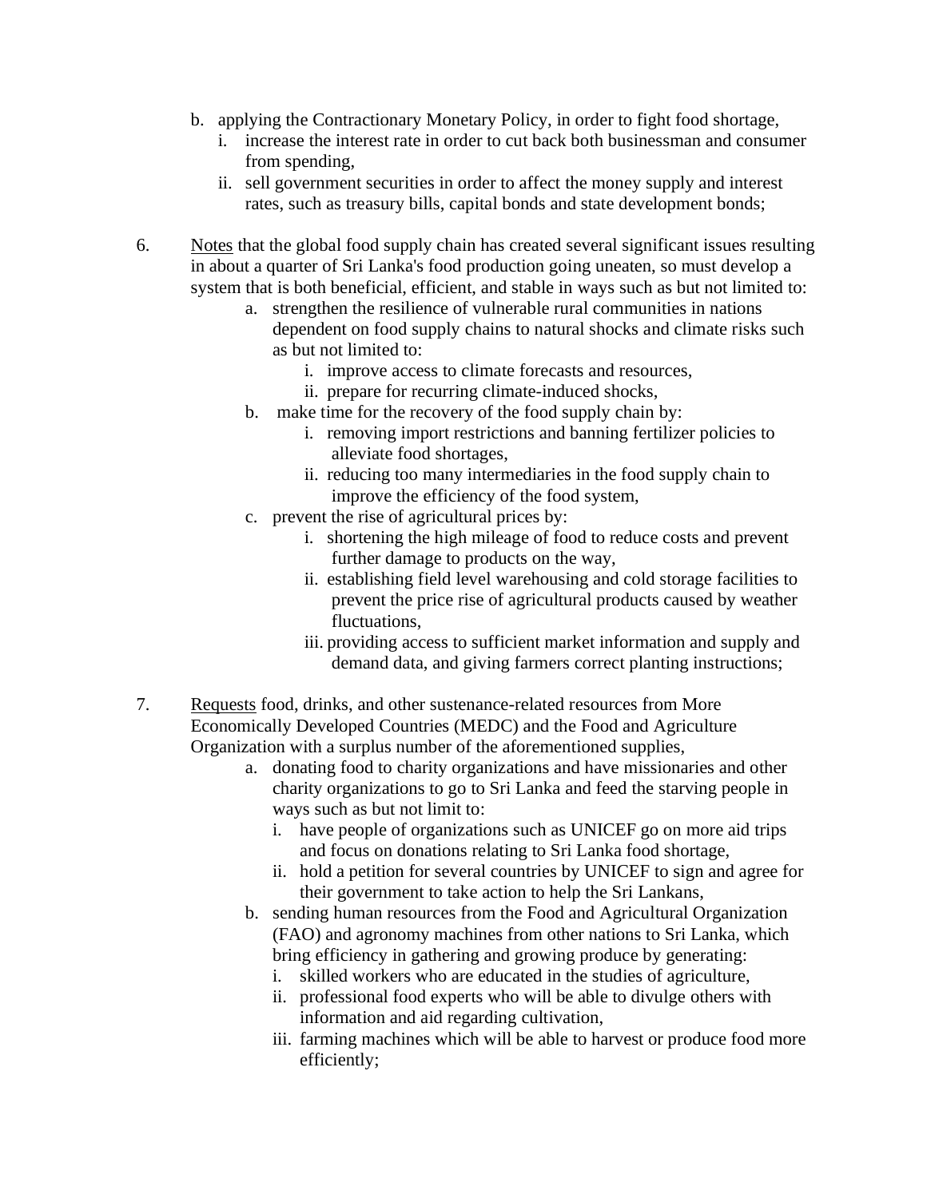b. applying the Contractionary Monetary Policy, in order to fight food shortage,
    i. increase the interest rate in order to cut back both businessman and consumer from spending,
    ii. sell government securities in order to affect the money supply and interest rates, such as treasury bills, capital bonds and state development bonds;

6. <u>Notes</u> that the global food supply chain has created several significant issues resulting in about a quarter of Sri Lanka's food production going uneaten, so must develop a system that is both beneficial, efficient, and stable in ways such as but not limited to:
    a. strengthen the resilience of vulnerable rural communities in nations dependent on food supply chains to natural shocks and climate risks such as but not limited to:
        i. improve access to climate forecasts and resources,
        ii. prepare for recurring climate-induced shocks,
    b. make time for the recovery of the food supply chain by:
        i. removing import restrictions and banning fertilizer policies to alleviate food shortages,
        ii. reducing too many intermediaries in the food supply chain to improve the efficiency of the food system,
    c. prevent the rise of agricultural prices by:
        i. shortening the high mileage of food to reduce costs and prevent further damage to products on the way,
        ii. establishing field level warehousing and cold storage facilities to prevent the price rise of agricultural products caused by weather fluctuations,
        iii. providing access to sufficient market information and supply and demand data, and giving farmers correct planting instructions;

7. <u>Requests</u> food, drinks, and other sustenance-related resources from More Economically Developed Countries (MEDC) and the Food and Agriculture Organization with a surplus number of the aforementioned supplies,
    a. donating food to charity organizations and have missionaries and other charity organizations to go to Sri Lanka and feed the starving people in ways such as but not limit to:
        i. have people of organizations such as UNICEF go on more aid trips and focus on donations relating to Sri Lanka food shortage,
        ii. hold a petition for several countries by UNICEF to sign and agree for their government to take action to help the Sri Lankans,
    b. sending human resources from the Food and Agricultural Organization (FAO) and agronomy machines from other nations to Sri Lanka, which bring efficiency in gathering and growing produce by generating:
        i. skilled workers who are educated in the studies of agriculture,
        ii. professional food experts who will be able to divulge others with information and aid regarding cultivation,
        iii. farming machines which will be able to harvest or produce food more efficiently;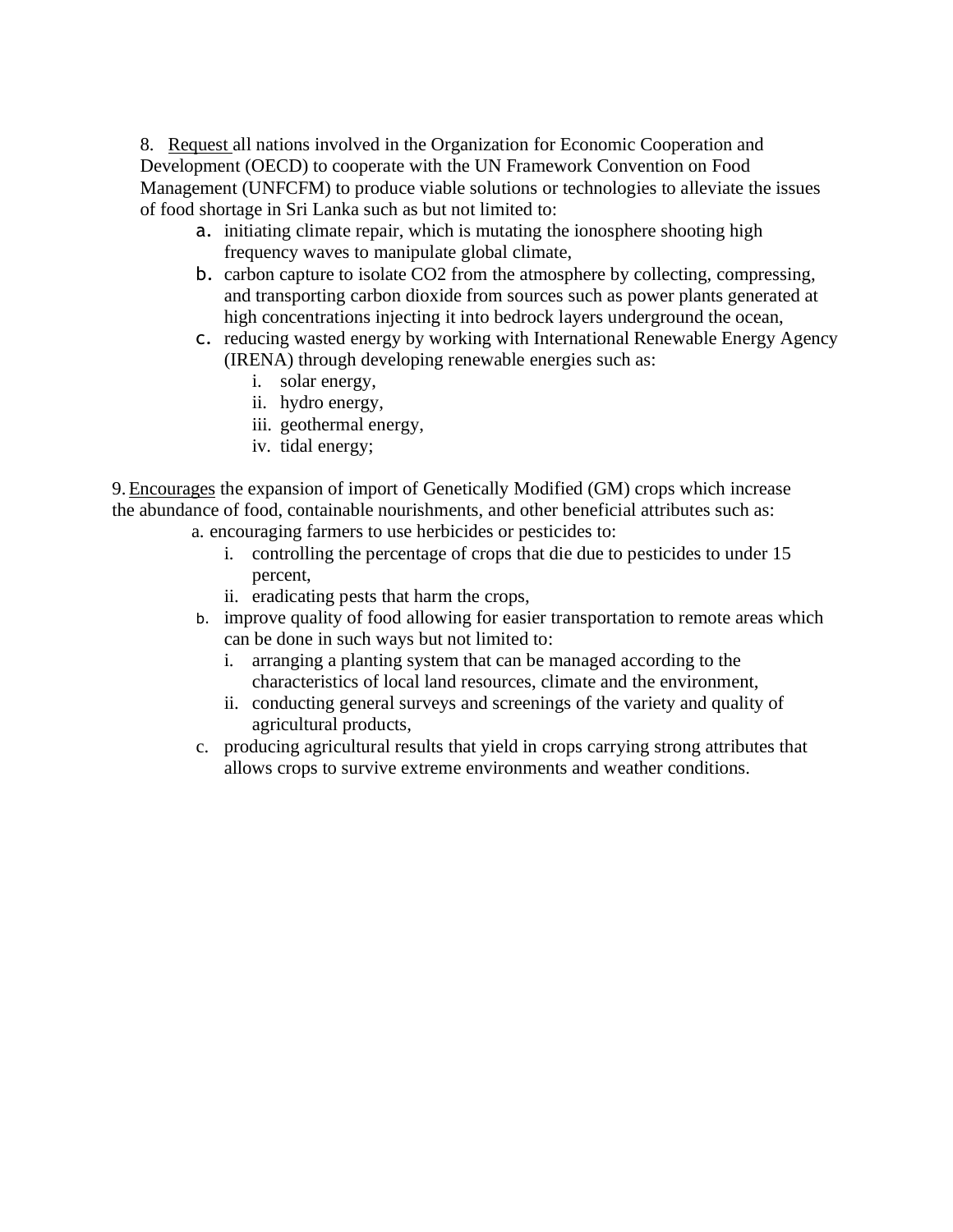8. <u>Request</u> all nations involved in the Organization for Economic Cooperation and Development (OECD) to cooperate with the UN Framework Convention on Food Management (UNFCFM) to produce viable solutions or technologies to alleviate the issues of food shortage in Sri Lanka such as but not limited to:
   a. initiating climate repair, which is mutating the ionosphere shooting high frequency waves to manipulate global climate,
   b. carbon capture to isolate CO2 from the atmosphere by collecting, compressing, and transporting carbon dioxide from sources such as power plants generated at high concentrations injecting it into bedrock layers underground the ocean,
   c. reducing wasted energy by working with International Renewable Energy Agency (IRENA) through developing renewable energies such as:
      i. solar energy,
      ii. hydro energy,
      iii. geothermal energy,
      iv. tidal energy;

9. <u>Encourages</u> the expansion of import of Genetically Modified (GM) crops which increase the abundance of food, containable nourishments, and other beneficial attributes such as:
   a. encouraging farmers to use herbicides or pesticides to:
      i. controlling the percentage of crops that die due to pesticides to under 15 percent,
      ii. eradicating pests that harm the crops,
   b. improve quality of food allowing for easier transportation to remote areas which can be done in such ways but not limited to:
      i. arranging a planting system that can be managed according to the characteristics of local land resources, climate and the environment,
      ii. conducting general surveys and screenings of the variety and quality of agricultural products,
   c. producing agricultural results that yield in crops carrying strong attributes that allows crops to survive extreme environments and weather conditions.